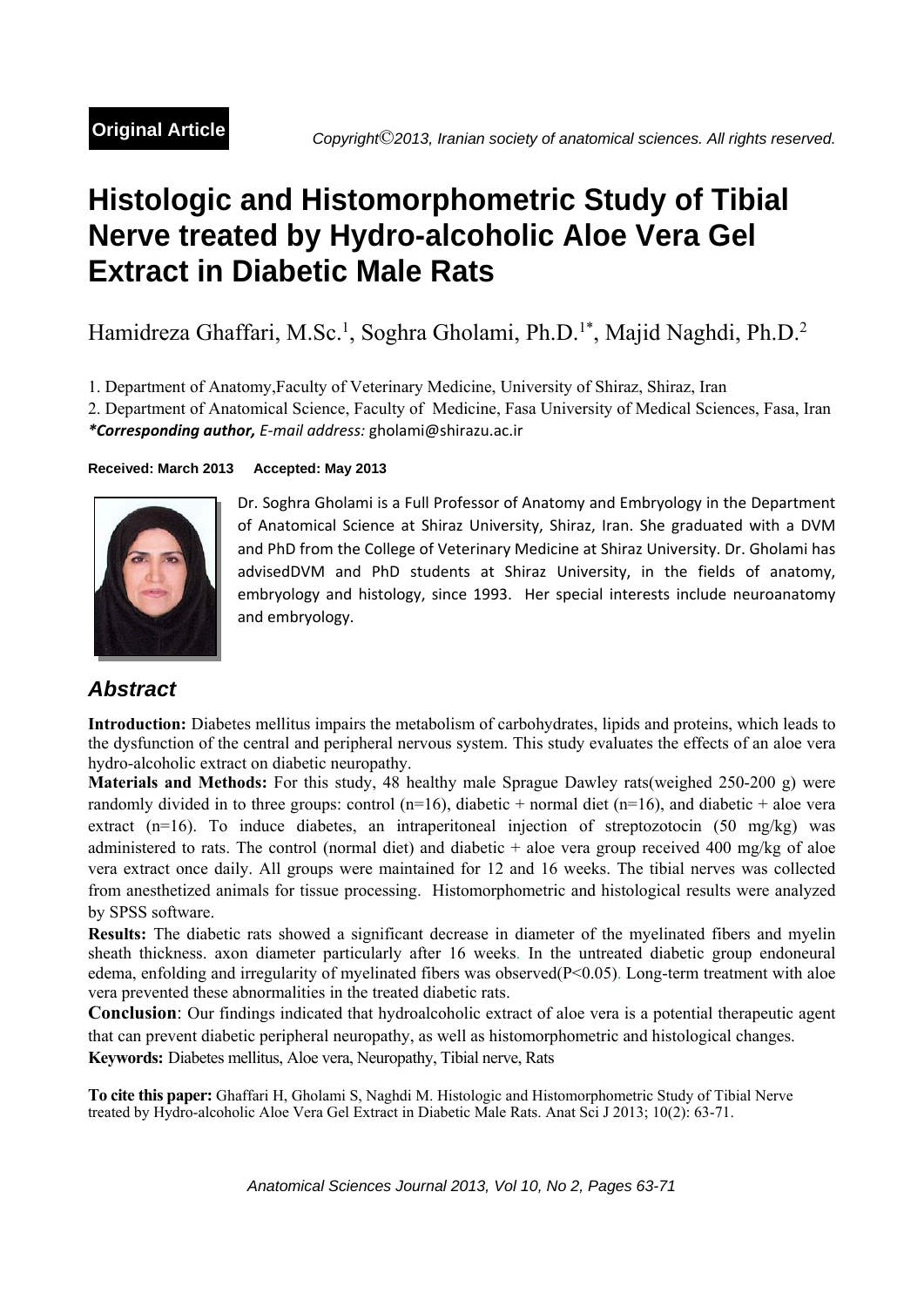**Original Article**

*Copyright©2013, Iranian society of anatomical sciences. All rights reserved.*

# Histologic and Histomorphometric Study of Tibial Nerve treated by Hydro-alcoholic Aloe Vera Gel Extract in Diabetic Male Rats

Hamidreza Ghaffari, M.Sc.[1], Soghra Gholami, Ph.D.[1*], Majid Naghdi, Ph.D.[2]

1. Department of Anatomy,Faculty of Veterinary Medicine, University of Shiraz, Shiraz, Iran
2. Department of Anatomical Science, Faculty of Medicine, Fasa University of Medical Sciences, Fasa, Iran

***Corresponding author,** *E-mail address:* gholami@shirazu.ac.ir

**Received: March 2013 Accepted: May 2013**

Dr. Soghra Gholami is a Full Professor of Anatomy and Embryology in the Department of Anatomical Science at Shiraz University, Shiraz, Iran. She graduated with a DVM and PhD from the College of Veterinary Medicine at Shiraz University. Dr. Gholami has advisedDVM and PhD students at Shiraz University, in the fields of anatomy, embryology and histology, since 1993. Her special interests include neuroanatomy and embryology.

## *Abstract*

**Introduction:** Diabetes mellitus impairs the metabolism of carbohydrates, lipids and proteins, which leads to the dysfunction of the central and peripheral nervous system. This study evaluates the effects of an aloe vera hydro-alcoholic extract on diabetic neuropathy.

**Materials and Methods:** For this study, 48 healthy male Sprague Dawley rats(weighed 250-200 g) were randomly divided in to three groups: control (n=16), diabetic + normal diet (n=16), and diabetic + aloe vera extract (n=16). To induce diabetes, an intraperitoneal injection of streptozotocin (50 mg/kg) was administered to rats. The control (normal diet) and diabetic + aloe vera group received 400 mg/kg of aloe vera extract once daily. All groups were maintained for 12 and 16 weeks. The tibial nerves was collected from anesthetized animals for tissue processing. Histomorphometric and histological results were analyzed by SPSS software.

**Results:** The diabetic rats showed a significant decrease in diameter of the myelinated fibers and myelin sheath thickness. axon diameter particularly after 16 weeks. In the untreated diabetic group endoneural edema, enfolding and irregularity of myelinated fibers was observed($P<0.05$). Long-term treatment with aloe vera prevented these abnormalities in the treated diabetic rats.

**Conclusion**: Our findings indicated that hydroalcoholic extract of aloe vera is a potential therapeutic agent that can prevent diabetic peripheral neuropathy, as well as histomorphometric and histological changes.

**Keywords:** Diabetes mellitus, Aloe vera, Neuropathy, Tibial nerve, Rats

**To cite this paper:** Ghaffari H, Gholami S, Naghdi M. Histologic and Histomorphometric Study of Tibial Nerve treated by Hydro-alcoholic Aloe Vera Gel Extract in Diabetic Male Rats. Anat Sci J 2013; 10(2): 63-71.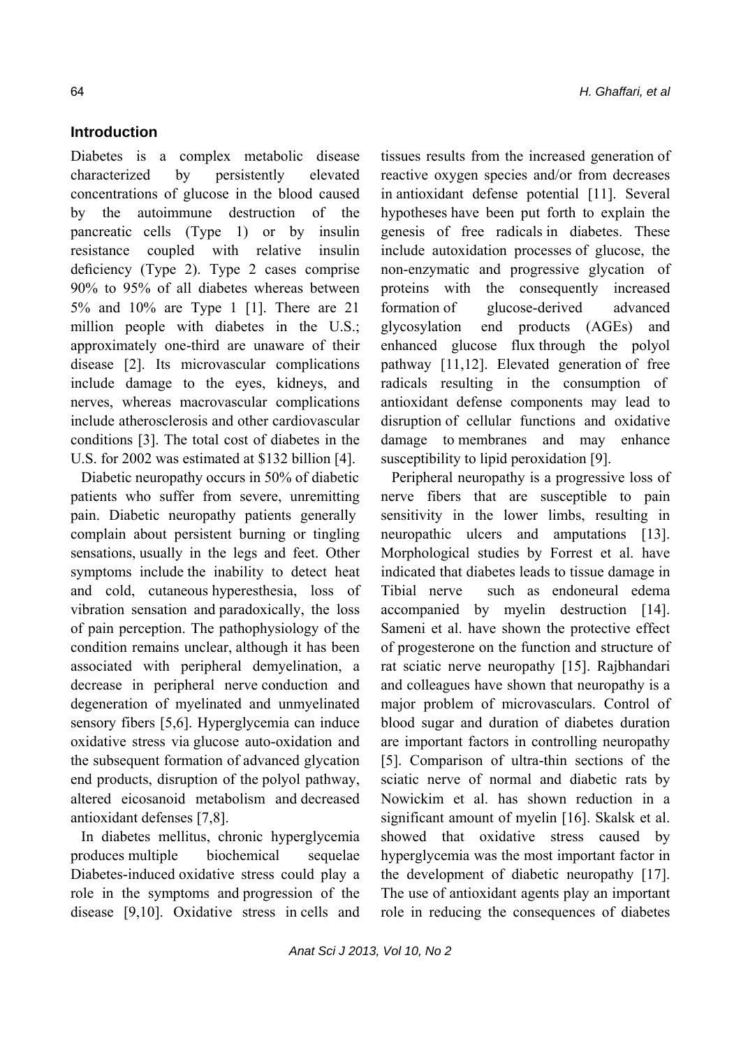## Introduction

Diabetes is a complex metabolic disease characterized by persistently elevated concentrations of glucose in the blood caused by the autoimmune destruction of the pancreatic cells (Type 1) or by insulin resistance coupled with relative insulin deficiency (Type 2). Type 2 cases comprise 90% to 95% of all diabetes whereas between 5% and 10% are Type 1 [1]. There are 21 million people with diabetes in the U.S.; approximately one-third are unaware of their disease [2]. Its microvascular complications include damage to the eyes, kidneys, and nerves, whereas macrovascular complications include atherosclerosis and other cardiovascular conditions [3]. The total cost of diabetes in the U.S. for 2002 was estimated at $132 billion [4].

Diabetic neuropathy occurs in 50% of diabetic patients who suffer from severe, unremitting pain. Diabetic neuropathy patients generally complain about persistent burning or tingling sensations, usually in the legs and feet. Other symptoms include the inability to detect heat and cold, cutaneous hyperesthesia, loss of vibration sensation and paradoxically, the loss of pain perception. The pathophysiology of the condition remains unclear, although it has been associated with peripheral demyelination, a decrease in peripheral nerve conduction and degeneration of myelinated and unmyelinated sensory fibers [5,6]. Hyperglycemia can induce oxidative stress via glucose auto-oxidation and the subsequent formation of advanced glycation end products, disruption of the polyol pathway, altered eicosanoid metabolism and decreased antioxidant defenses [7,8].

In diabetes mellitus, chronic hyperglycemia produces multiple biochemical sequelae Diabetes-induced oxidative stress could play a role in the symptoms and progression of the disease [9,10]. Oxidative stress in cells and tissues results from the increased generation of reactive oxygen species and/or from decreases in antioxidant defense potential [11]. Several hypotheses have been put forth to explain the genesis of free radicals in diabetes. These include autoxidation processes of glucose, the non-enzymatic and progressive glycation of proteins with the consequently increased formation of glucose-derived advanced glycosylation end products (AGEs) and enhanced glucose flux through the polyol pathway [11,12]. Elevated generation of free radicals resulting in the consumption of antioxidant defense components may lead to disruption of cellular functions and oxidative damage to membranes and may enhance susceptibility to lipid peroxidation [9].

Peripheral neuropathy is a progressive loss of nerve fibers that are susceptible to pain sensitivity in the lower limbs, resulting in neuropathic ulcers and amputations [13]. Morphological studies by Forrest et al. have indicated that diabetes leads to tissue damage in Tibial nerve such as endoneural edema accompanied by myelin destruction [14]. Sameni et al. have shown the protective effect of progesterone on the function and structure of rat sciatic nerve neuropathy [15]. Rajbhandari and colleagues have shown that neuropathy is a major problem of microvasculars. Control of blood sugar and duration of diabetes duration are important factors in controlling neuropathy [5]. Comparison of ultra-thin sections of the sciatic nerve of normal and diabetic rats by Nowickim et al. has shown reduction in a significant amount of myelin [16]. Skalsk et al. showed that oxidative stress caused by hyperglycemia was the most important factor in the development of diabetic neuropathy [17]. The use of antioxidant agents play an important role in reducing the consequences of diabetes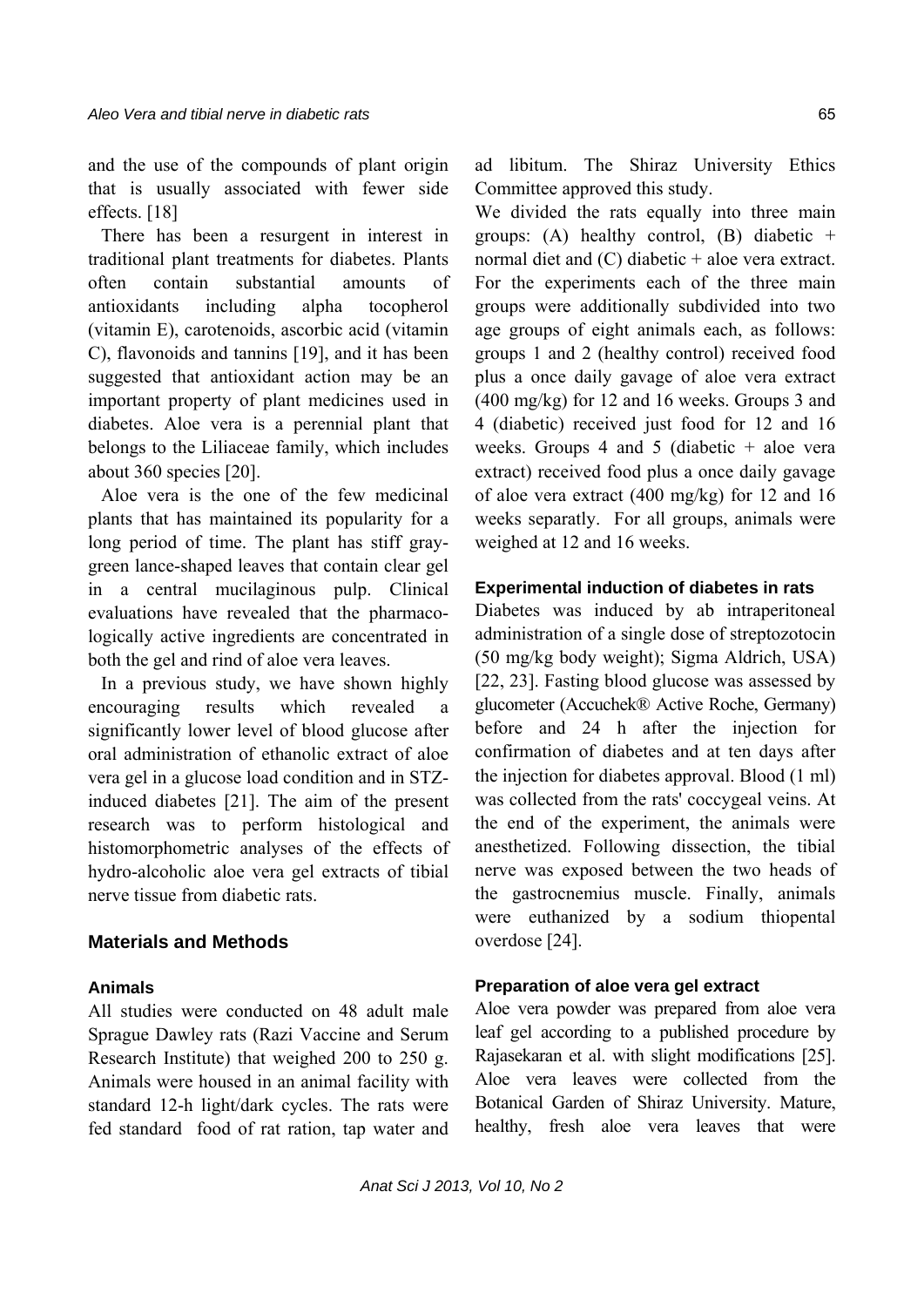and the use of the compounds of plant origin that is usually associated with fewer side effects. [18]

There has been a resurgent in interest in traditional plant treatments for diabetes. Plants often contain substantial amounts of antioxidants including alpha tocopherol (vitamin E), carotenoids, ascorbic acid (vitamin C), flavonoids and tannins [19], and it has been suggested that antioxidant action may be an important property of plant medicines used in diabetes. Aloe vera is a perennial plant that belongs to the Liliaceae family, which includes about 360 species [20].

Aloe vera is the one of the few medicinal plants that has maintained its popularity for a long period of time. The plant has stiff gray-green lance-shaped leaves that contain clear gel in a central mucilaginous pulp. Clinical evaluations have revealed that the pharmacologically active ingredients are concentrated in both the gel and rind of aloe vera leaves.

In a previous study, we have shown highly encouraging results which revealed a significantly lower level of blood glucose after oral administration of ethanolic extract of aloe vera gel in a glucose load condition and in STZ-induced diabetes [21]. The aim of the present research was to perform histological and histomorphometric analyses of the effects of hydro-alcoholic aloe vera gel extracts of tibial nerve tissue from diabetic rats.

## Materials and Methods

### Animals

All studies were conducted on 48 adult male Sprague Dawley rats (Razi Vaccine and Serum Research Institute) that weighed 200 to 250 g. Animals were housed in an animal facility with standard 12-h light/dark cycles. The rats were fed standard food of rat ration, tap water and ad libitum. The Shiraz University Ethics Committee approved this study.

We divided the rats equally into three main groups: (A) healthy control, (B) diabetic + normal diet and (C) diabetic + aloe vera extract. For the experiments each of the three main groups were additionally subdivided into two age groups of eight animals each, as follows: groups 1 and 2 (healthy control) received food plus a once daily gavage of aloe vera extract (400 mg/kg) for 12 and 16 weeks. Groups 3 and 4 (diabetic) received just food for 12 and 16 weeks. Groups 4 and 5 (diabetic + aloe vera extract) received food plus a once daily gavage of aloe vera extract (400 mg/kg) for 12 and 16 weeks separatly. For all groups, animals were weighed at 12 and 16 weeks.

### Experimental induction of diabetes in rats

Diabetes was induced by ab intraperitoneal administration of a single dose of streptozotocin (50 mg/kg body weight); Sigma Aldrich, USA) [22, 23]. Fasting blood glucose was assessed by glucometer (Accuchek® Active Roche, Germany) before and 24 h after the injection for confirmation of diabetes and at ten days after the injection for diabetes approval. Blood (1 ml) was collected from the rats' coccygeal veins. At the end of the experiment, the animals were anesthetized. Following dissection, the tibial nerve was exposed between the two heads of the gastrocnemius muscle. Finally, animals were euthanized by a sodium thiopental overdose [24].

### Preparation of aloe vera gel extract

Aloe vera powder was prepared from aloe vera leaf gel according to a published procedure by Rajasekaran et al. with slight modifications [25]. Aloe vera leaves were collected from the Botanical Garden of Shiraz University. Mature, healthy, fresh aloe vera leaves that were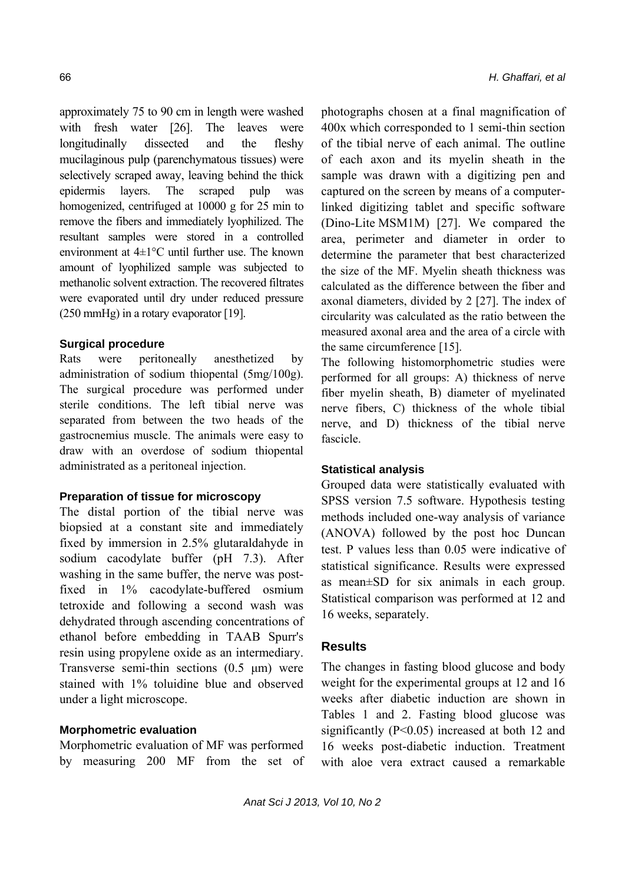approximately 75 to 90 cm in length were washed with fresh water [26]. The leaves were longitudinally dissected and the fleshy mucilaginous pulp (parenchymatous tissues) were selectively scraped away, leaving behind the thick epidermis layers. The scraped pulp was homogenized, centrifuged at 10000 g for 25 min to remove the fibers and immediately lyophilized. The resultant samples were stored in a controlled environment at 4±1°C until further use. The known amount of lyophilized sample was subjected to methanolic solvent extraction. The recovered filtrates were evaporated until dry under reduced pressure (250 mmHg) in a rotary evaporator [19].

### Surgical procedure

Rats were peritoneally anesthetized by administration of sodium thiopental (5mg/100g). The surgical procedure was performed under sterile conditions. The left tibial nerve was separated from between the two heads of the gastrocnemius muscle. The animals were easy to draw with an overdose of sodium thiopental administrated as a peritoneal injection.

### Preparation of tissue for microscopy

The distal portion of the tibial nerve was biopsied at a constant site and immediately fixed by immersion in 2.5% glutaraldahyde in sodium cacodylate buffer (pH 7.3). After washing in the same buffer, the nerve was post-fixed in 1% cacodylate-buffered osmium tetroxide and following a second wash was dehydrated through ascending concentrations of ethanol before embedding in TAAB Spurr's resin using propylene oxide as an intermediary. Transverse semi-thin sections (0.5 μm) were stained with 1% toluidine blue and observed under a light microscope.

### Morphometric evaluation

Morphometric evaluation of MF was performed by measuring 200 MF from the set of photographs chosen at a final magnification of 400x which corresponded to 1 semi-thin section of the tibial nerve of each animal. The outline of each axon and its myelin sheath in the sample was drawn with a digitizing pen and captured on the screen by means of a computer-linked digitizing tablet and specific software (Dino-Lite MSM1M) [27]. We compared the area, perimeter and diameter in order to determine the parameter that best characterized the size of the MF. Myelin sheath thickness was calculated as the difference between the fiber and axonal diameters, divided by 2 [27]. The index of circularity was calculated as the ratio between the measured axonal area and the area of a circle with the same circumference [15].

The following histomorphometric studies were performed for all groups: A) thickness of nerve fiber myelin sheath, B) diameter of myelinated nerve fibers, C) thickness of the whole tibial nerve, and D) thickness of the tibial nerve fascicle.

### Statistical analysis

Grouped data were statistically evaluated with SPSS version 7.5 software. Hypothesis testing methods included one-way analysis of variance (ANOVA) followed by the post hoc Duncan test. P values less than 0.05 were indicative of statistical significance. Results were expressed as mean±SD for six animals in each group. Statistical comparison was performed at 12 and 16 weeks, separately.

## Results

The changes in fasting blood glucose and body weight for the experimental groups at 12 and 16 weeks after diabetic induction are shown in Tables 1 and 2. Fasting blood glucose was significantly ($P<0.05$) increased at both 12 and 16 weeks post-diabetic induction. Treatment with aloe vera extract caused a remarkable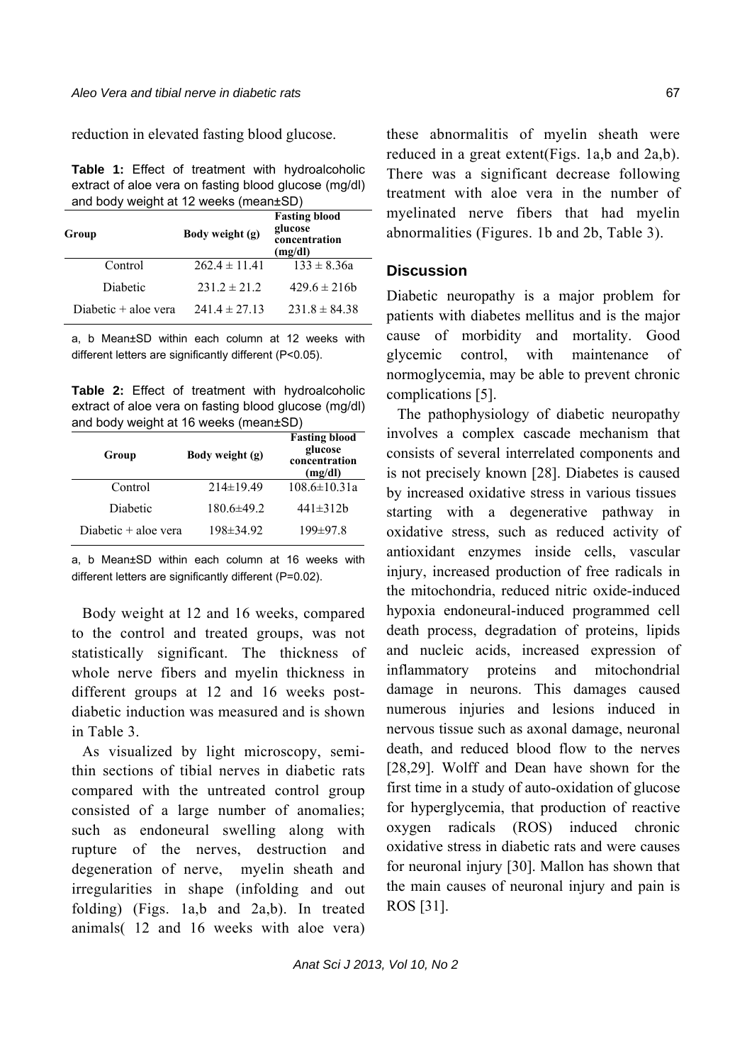reduction in elevated fasting blood glucose.

**Table 1:** Effect of treatment with hydroalcoholic extract of aloe vera on fasting blood glucose (mg/dl) and body weight at 12 weeks (mean±SD)

| Group | Body weight (g) | Fasting blood glucose concentration (mg/dl) |
|---|---|---|
| Control | 262.4 ± 11.41 | 133 ± 8.36a |
| Diabetic | 231.2 ± 21.2 | 429.6 ± 216b |
| Diabetic + aloe vera | 241.4 ± 27.13 | 231.8 ± 84.38 |

a, b Mean±SD within each column at 12 weeks with different letters are significantly different (P<0.05).

**Table 2:** Effect of treatment with hydroalcoholic extract of aloe vera on fasting blood glucose (mg/dl) and body weight at 16 weeks (mean±SD)

| Group | Body weight (g) | Fasting blood glucose concentration (mg/dl) |
|---|---|---|
| Control | 214±19.49 | 108.6±10.31a |
| Diabetic | 180.6±49.2 | 441±312b |
| Diabetic + aloe vera | 198±34.92 | 199±97.8 |

a, b Mean±SD within each column at 16 weeks with different letters are significantly different (P=0.02).

Body weight at 12 and 16 weeks, compared to the control and treated groups, was not statistically significant. The thickness of whole nerve fibers and myelin thickness in different groups at 12 and 16 weeks post-diabetic induction was measured and is shown in Table 3.

As visualized by light microscopy, semi-thin sections of tibial nerves in diabetic rats compared with the untreated control group consisted of a large number of anomalies; such as endoneural swelling along with rupture of the nerves, destruction and degeneration of nerve, myelin sheath and irregularities in shape (infolding and out folding) (Figs. 1a,b and 2a,b). In treated animals( 12 and 16 weeks with aloe vera) these abnormalitis of myelin sheath were reduced in a great extent(Figs. 1a,b and 2a,b). There was a significant decrease following treatment with aloe vera in the number of myelinated nerve fibers that had myelin abnormalities (Figures. 1b and 2b, Table 3).

## Discussion

Diabetic neuropathy is a major problem for patients with diabetes mellitus and is the major cause of morbidity and mortality. Good glycemic control, with maintenance of normoglycemia, may be able to prevent chronic complications [5].

The pathophysiology of diabetic neuropathy involves a complex cascade mechanism that consists of several interrelated components and is not precisely known [28]. Diabetes is caused by increased oxidative stress in various tissues starting with a degenerative pathway in oxidative stress, such as reduced activity of antioxidant enzymes inside cells, vascular injury, increased production of free radicals in the mitochondria, reduced nitric oxide-induced hypoxia endoneural-induced programmed cell death process, degradation of proteins, lipids and nucleic acids, increased expression of inflammatory proteins and mitochondrial damage in neurons. This damages caused numerous injuries and lesions induced in nervous tissue such as axonal damage, neuronal death, and reduced blood flow to the nerves [28,29]. Wolff and Dean have shown for the first time in a study of auto-oxidation of glucose for hyperglycemia, that production of reactive oxygen radicals (ROS) induced chronic oxidative stress in diabetic rats and were causes for neuronal injury [30]. Mallon has shown that the main causes of neuronal injury and pain is ROS [31].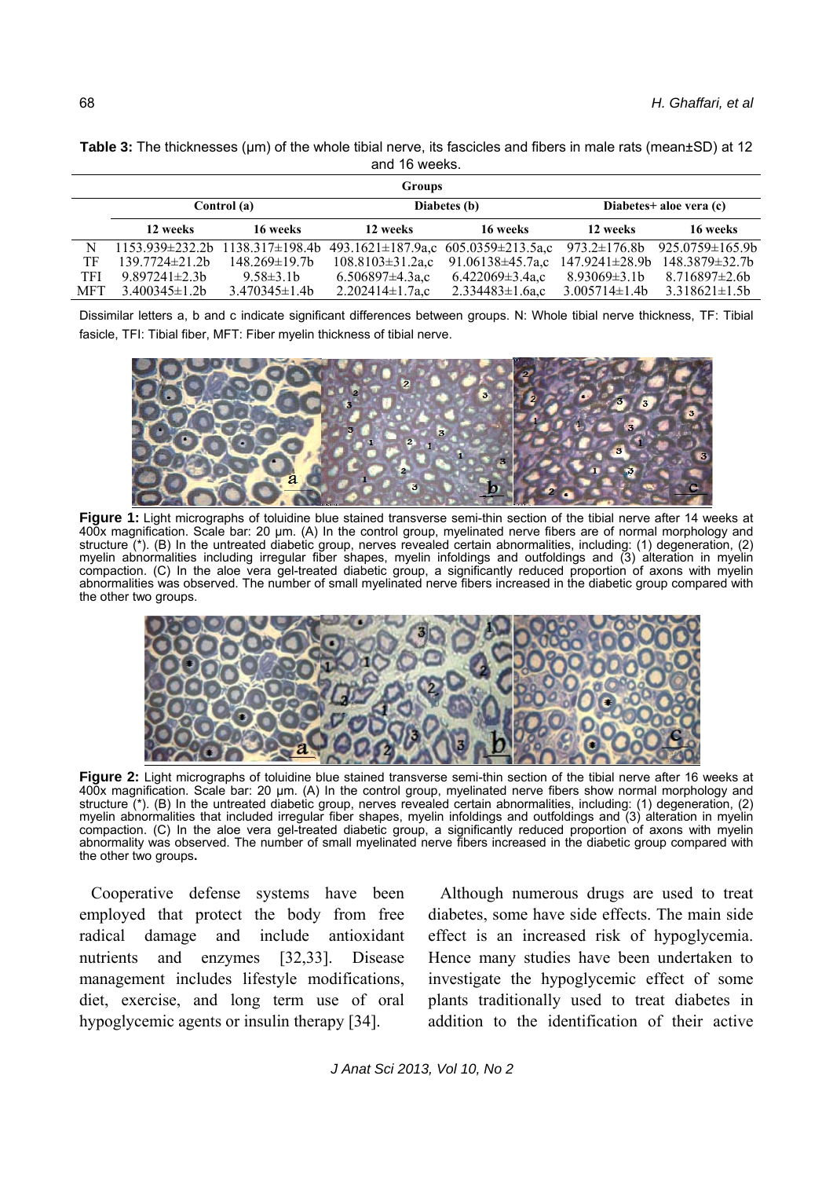**Table 3:** The thicknesses (μm) of the whole tibial nerve, its fascicles and fibers in male rats (mean±SD) at 12 and 16 weeks.

| | Control (a) | | Diabetes (b) | | Diabetes+ aloe vera (c) | |
|---|---|---|---|---|---|---|
| | 12 weeks | 16 weeks | 12 weeks | 16 weeks | 12 weeks | 16 weeks |
| N | 1153.939±232.2b | 1138.317±198.4b | 493.1621±187.9a,c | 605.0359±213.5a,c | 973.2±176.8b | 925.0759±165.9b |
| TF | 139.7724±21.2b | 148.269±19.7b | 108.8103±31.2a,c | 91.06138±45.7a,c | 147.9241±28.9b | 148.3879±32.7b |
| TFI | 9.897241±2.3b | 9.58±3.1b | 6.506897±4.3a,c | 6.422069±3.4a,c | 8.93069±3.1b | 8.716897±2.6b |
| MFT | 3.400345±1.2b | 3.470345±1.4b | 2.202414±1.7a,c | 2.334483±1.6a,c | 3.005714±1.4b | 3.318621±1.5b |

Dissimilar letters a, b and c indicate significant differences between groups. N: Whole tibial nerve thickness, TF: Tibial fasicle, TFI: Tibial fiber, MFT: Fiber myelin thickness of tibial nerve.

**Figure 1:** Light micrographs of toluidine blue stained transverse semi-thin section of the tibial nerve after 14 weeks at 400x magnification. Scale bar: 20 μm. (A) In the control group, myelinated nerve fibers are of normal morphology and structure (*). (B) In the untreated diabetic group, nerves revealed certain abnormalities, including: (1) degeneration, (2) myelin abnormalities including irregular fiber shapes, myelin infoldings and outfoldings and (3) alteration in myelin compaction. (C) In the aloe vera gel-treated diabetic group, a significantly reduced proportion of axons with myelin abnormalities was observed. The number of small myelinated nerve fibers increased in the diabetic group compared with the other two groups.

**Figure 2:** Light micrographs of toluidine blue stained transverse semi-thin section of the tibial nerve after 16 weeks at 400x magnification. Scale bar: 20 μm. (A) In the control group, myelinated nerve fibers show normal morphology and structure (*). (B) In the untreated diabetic group, nerves revealed certain abnormalities, including: (1) degeneration, (2) myelin abnormalities that included irregular fiber shapes, myelin infoldings and outfoldings and (3) alteration in myelin compaction. (C) In the aloe vera gel-treated diabetic group, a significantly reduced proportion of axons with myelin abnormality was observed. The number of small myelinated nerve fibers increased in the diabetic group compared with the other two groups.

Cooperative defense systems have been employed that protect the body from free radical damage and include antioxidant nutrients and enzymes [32,33]. Disease management includes lifestyle modifications, diet, exercise, and long term use of oral hypoglycemic agents or insulin therapy [34].

Although numerous drugs are used to treat diabetes, some have side effects. The main side effect is an increased risk of hypoglycemia. Hence many studies have been undertaken to investigate the hypoglycemic effect of some plants traditionally used to treat diabetes in addition to the identification of their active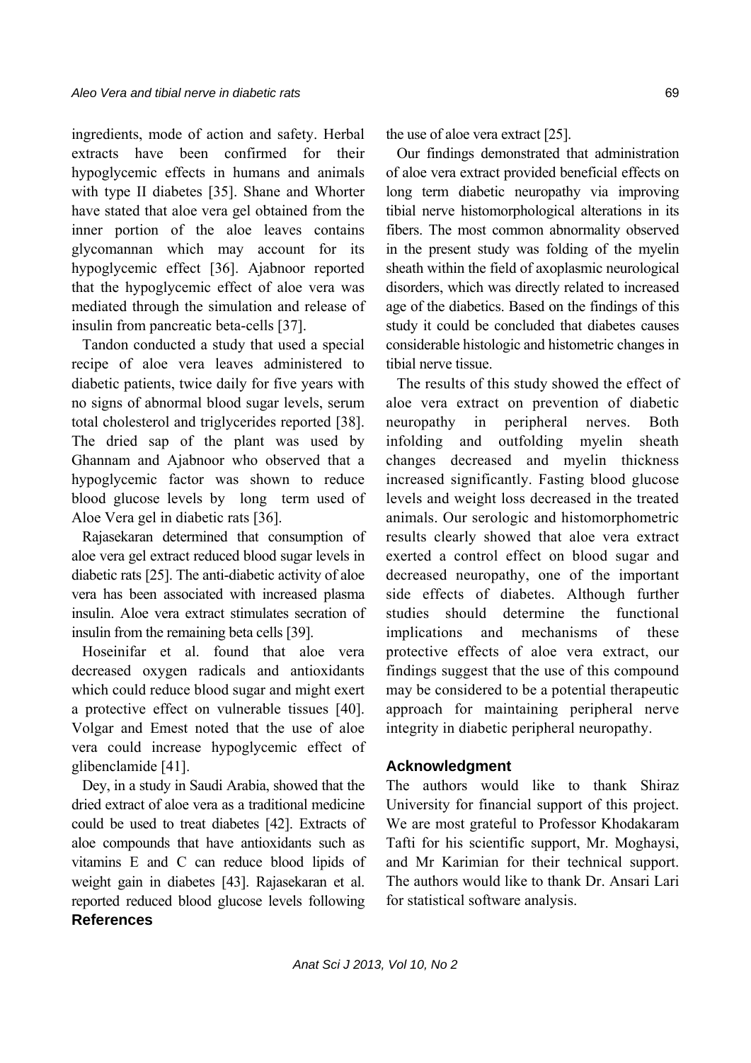ingredients, mode of action and safety. Herbal extracts have been confirmed for their hypoglycemic effects in humans and animals with type II diabetes [35]. Shane and Whorter have stated that aloe vera gel obtained from the inner portion of the aloe leaves contains glycomannan which may account for its hypoglycemic effect [36]. Ajabnoor reported that the hypoglycemic effect of aloe vera was mediated through the simulation and release of insulin from pancreatic beta-cells [37].

Tandon conducted a study that used a special recipe of aloe vera leaves administered to diabetic patients, twice daily for five years with no signs of abnormal blood sugar levels, serum total cholesterol and triglycerides reported [38]. The dried sap of the plant was used by Ghannam and Ajabnoor who observed that a hypoglycemic factor was shown to reduce blood glucose levels by long term used of Aloe Vera gel in diabetic rats [36].

Rajasekaran determined that consumption of aloe vera gel extract reduced blood sugar levels in diabetic rats [25]. The anti-diabetic activity of aloe vera has been associated with increased plasma insulin. Aloe vera extract stimulates secration of insulin from the remaining beta cells [39].

Hoseinifar et al. found that aloe vera decreased oxygen radicals and antioxidants which could reduce blood sugar and might exert a protective effect on vulnerable tissues [40]. Volgar and Emest noted that the use of aloe vera could increase hypoglycemic effect of glibenclamide [41].

Dey, in a study in Saudi Arabia, showed that the dried extract of aloe vera as a traditional medicine could be used to treat diabetes [42]. Extracts of aloe compounds that have antioxidants such as vitamins E and C can reduce blood lipids of weight gain in diabetes [43]. Rajasekaran et al. reported reduced blood glucose levels following the use of aloe vera extract [25].

Our findings demonstrated that administration of aloe vera extract provided beneficial effects on long term diabetic neuropathy via improving tibial nerve histomorphological alterations in its fibers. The most common abnormality observed in the present study was folding of the myelin sheath within the field of axoplasmic neurological disorders, which was directly related to increased age of the diabetics. Based on the findings of this study it could be concluded that diabetes causes considerable histologic and histometric changes in tibial nerve tissue.

The results of this study showed the effect of aloe vera extract on prevention of diabetic neuropathy in peripheral nerves. Both infolding and outfolding myelin sheath changes decreased and myelin thickness increased significantly. Fasting blood glucose levels and weight loss decreased in the treated animals. Our serologic and histomorphometric results clearly showed that aloe vera extract exerted a control effect on blood sugar and decreased neuropathy, one of the important side effects of diabetes. Although further studies should determine the functional implications and mechanisms of these protective effects of aloe vera extract, our findings suggest that the use of this compound may be considered to be a potential therapeutic approach for maintaining peripheral nerve integrity in diabetic peripheral neuropathy.

## Acknowledgment

The authors would like to thank Shiraz University for financial support of this project. We are most grateful to Professor Khodakaram Tafti for his scientific support, Mr. Moghaysi, and Mr Karimian for their technical support. The authors would like to thank Dr. Ansari Lari for statistical software analysis.

## References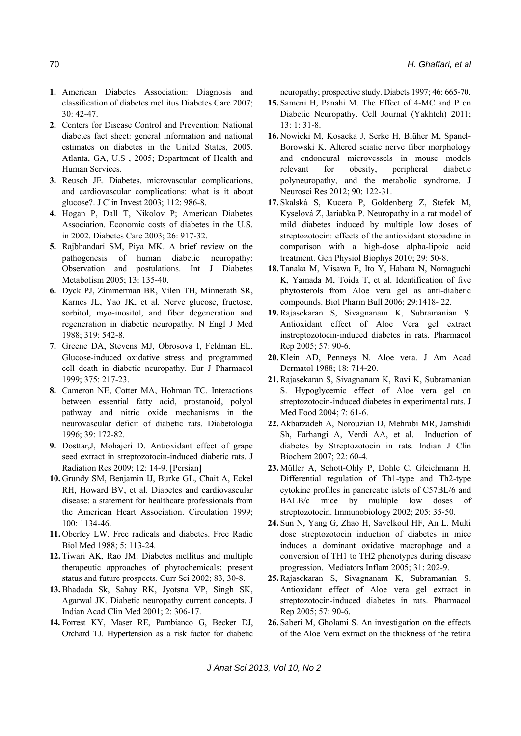1. American Diabetes Association: Diagnosis and classification of diabetes mellitus.Diabetes Care 2007; 30: 42-47.
2. Centers for Disease Control and Prevention: National diabetes fact sheet: general information and national estimates on diabetes in the United States, 2005. Atlanta, GA, U.S , 2005; Department of Health and Human Services.
3. Reusch JE. Diabetes, microvascular complications, and cardiovascular complications: what is it about glucose?. J Clin Invest 2003; 112: 986-8.
4. Hogan P, Dall T, Nikolov P; American Diabetes Association. Economic costs of diabetes in the U.S. in 2002. Diabetes Care 2003; 26: 917-32.
5. Rajbhandari SM, Piya MK. A brief review on the pathogenesis of human diabetic neuropathy: Observation and postulations. Int J Diabetes Metabolism 2005; 13: 135-40.
6. Dyck PJ, Zimmerman BR, Vilen TH, Minnerath SR, Karnes JL, Yao JK, et al. Nerve glucose, fructose, sorbitol, myo-inositol, and fiber degeneration and regeneration in diabetic neuropathy. N Engl J Med 1988; 319: 542-8.
7. Greene DA, Stevens MJ, Obrosova I, Feldman EL. Glucose-induced oxidative stress and programmed cell death in diabetic neuropathy. Eur J Pharmacol 1999; 375: 217-23.
8. Cameron NE, Cotter MA, Hohman TC. Interactions between essential fatty acid, prostanoid, polyol pathway and nitric oxide mechanisms in the neurovascular deficit of diabetic rats. Diabetologia 1996; 39: 172-82.
9. Dosttar,J, Mohajeri D. Antioxidant effect of grape seed extract in streptozotocin-induced diabetic rats. J Radiation Res 2009; 12: 14-9. [Persian]
10. Grundy SM, Benjamin IJ, Burke GL, Chait A, Eckel RH, Howard BV, et al. Diabetes and cardiovascular disease: a statement for healthcare professionals from the American Heart Association. Circulation 1999; 100: 1134-46.
11. Oberley LW. Free radicals and diabetes. Free Radic Biol Med 1988; 5: 113-24.
12. Tiwari AK, Rao JM: Diabetes mellitus and multiple therapeutic approaches of phytochemicals: present status and future prospects. Curr Sci 2002; 83, 30-8.
13. Bhadada Sk, Sahay RK, Jyotsna VP, Singh SK, Agarwal JK. Diabetic neuropathy current concepts. J Indian Acad Clin Med 2001; 2: 306-17.
14. Forrest KY, Maser RE, Pambianco G, Becker DJ, Orchard TJ. Hypertension as a risk factor for diabetic neuropathy; prospective study. Diabets 1997; 46: 665-70.
15. Sameni H, Panahi M. The Effect of 4-MC and P on Diabetic Neuropathy. Cell Journal (Yakhteh) 2011; 13: 1: 31-8.
16. Nowicki M, Kosacka J, Serke H, Blüher M, Spanel-Borowski K. Altered sciatic nerve fiber morphology and endoneural microvessels in mouse models relevant for obesity, peripheral diabetic polyneuropathy, and the metabolic syndrome. J Neurosci Res 2012; 90: 122-31.
17. Skalská S, Kucera P, Goldenberg Z, Stefek M, Kyselová Z, Jariabka P. Neuropathy in a rat model of mild diabetes induced by multiple low doses of streptozotocin: effects of the antioxidant stobadine in comparison with a high-dose alpha-lipoic acid treatment. Gen Physiol Biophys 2010; 29: 50-8.
18. Tanaka M, Misawa E, Ito Y, Habara N, Nomaguchi K, Yamada M, Toida T, et al. Identification of five phytosterols from Aloe vera gel as anti-diabetic compounds. Biol Pharm Bull 2006; 29:1418- 22.
19. Rajasekaran S, Sivagnanam K, Subramanian S. Antioxidant effect of Aloe Vera gel extract instreptozotocin-induced diabetes in rats. Pharmacol Rep 2005; 57: 90-6.
20. Klein AD, Penneys N. Aloe vera. J Am Acad Dermatol 1988; 18: 714-20.
21. Rajasekaran S, Sivagnanam K, Ravi K, Subramanian S. Hypoglycemic effect of Aloe vera gel on streptozotocin-induced diabetes in experimental rats. J Med Food 2004; 7: 61-6.
22. Akbarzadeh A, Norouzian D, Mehrabi MR, Jamshidi Sh, Farhangi A, Verdi AA, et al. Induction of diabetes by Streptozotocin in rats. Indian J Clin Biochem 2007; 22: 60-4.
23. Müller A, Schott-Ohly P, Dohle C, Gleichmann H. Differential regulation of Th1-type and Th2-type cytokine profiles in pancreatic islets of C57BL/6 and BALB/c mice by multiple low doses of streptozotocin. Immunobiology 2002; 205: 35-50.
24. Sun N, Yang G, Zhao H, Savelkoul HF, An L. Multi dose streptozotocin induction of diabetes in mice induces a dominant oxidative macrophage and a conversion of TH1 to TH2 phenotypes during disease progression. Mediators Inflam 2005; 31: 202-9.
25. Rajasekaran S, Sivagnanam K, Subramanian S. Antioxidant effect of Aloe vera gel extract in streptozotocin-induced diabetes in rats. Pharmacol Rep 2005; 57: 90-6.
26. Saberi M, Gholami S. An investigation on the effects of the Aloe Vera extract on the thickness of the retina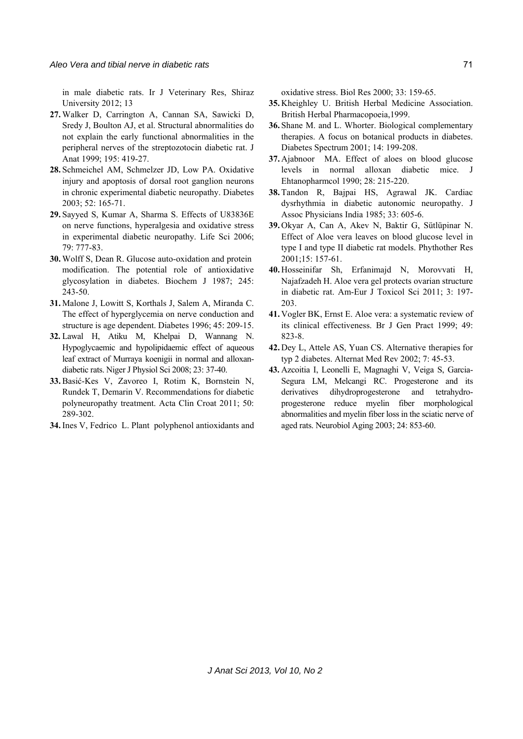in male diabetic rats. Ir J Veterinary Res, Shiraz University 2012; 13

27. Walker D, Carrington A, Cannan SA, Sawicki D, Sredy J, Boulton AJ, et al. Structural abnormalities do not explain the early functional abnormalities in the peripheral nerves of the streptozotocin diabetic rat. J Anat 1999; 195: 419-27.
28. Schmeichel AM, Schmelzer JD, Low PA. Oxidative injury and apoptosis of dorsal root ganglion neurons in chronic experimental diabetic neuropathy. Diabetes 2003; 52: 165-71.
29. Sayyed S, Kumar A, Sharma S. Effects of U83836E on nerve functions, hyperalgesia and oxidative stress in experimental diabetic neuropathy. Life Sci 2006; 79: 777-83.
30. Wolff S, Dean R. Glucose auto-oxidation and protein modification. The potential role of antioxidative glycosylation in diabetes. Biochem J 1987; 245: 243-50.
31. Malone J, Lowitt S, Korthals J, Salem A, Miranda C. The effect of hyperglycemia on nerve conduction and structure is age dependent. Diabetes 1996; 45: 209-15.
32. Lawal H, Atiku M, Khelpai D, Wannang N. Hypoglycaemic and hypolipidaemic effect of aqueous leaf extract of Murraya koenigii in normal and alloxan-diabetic rats. Niger J Physiol Sci 2008; 23: 37-40.
33. Basić-Kes V, Zavoreo I, Rotim K, Bornstein N, Rundek T, Demarin V. Recommendations for diabetic polyneuropathy treatment. Acta Clin Croat 2011; 50: 289-302.
34. Ines V, Fedrico L. Plant polyphenol antioxidants and oxidative stress. Biol Res 2000; 33: 159-65.
35. Kheighley U. British Herbal Medicine Association. British Herbal Pharmacopoeia,1999.
36. Shane M. and L. Whorter. Biological complementary therapies. A focus on botanical products in diabetes. Diabetes Spectrum 2001; 14: 199-208.
37. Ajabnoor MA. Effect of aloes on blood glucose levels in normal alloxan diabetic mice. J Ehtanopharmcol 1990; 28: 215-220.
38. Tandon R, Bajpai HS, Agrawal JK. Cardiac dysrhythmia in diabetic autonomic neuropathy. J Assoc Physicians India 1985; 33: 605-6.
39. Okyar A, Can A, Akev N, Baktir G, Sütlüpinar N. Effect of Aloe vera leaves on blood glucose level in type I and type II diabetic rat models. Phythother Res 2001;15: 157-61.
40. Hosseinifar Sh, Erfanimajd N, Morovvati H, Najafzadeh H. Aloe vera gel protects ovarian structure in diabetic rat. Am-Eur J Toxicol Sci 2011; 3: 197-203.
41. Vogler BK, Ernst E. Aloe vera: a systematic review of its clinical effectiveness. Br J Gen Pract 1999; 49: 823-8.
42. Dey L, Attele AS, Yuan CS. Alternative therapies for typ 2 diabetes. Alternat Med Rev 2002; 7: 45-53.
43. Azcoitia I, Leonelli E, Magnaghi V, Veiga S, Garcia-Segura LM, Melcangi RC. Progesterone and its derivatives dihydroprogesterone and tetrahydro-progesterone reduce myelin fiber morphological abnormalities and myelin fiber loss in the sciatic nerve of aged rats. Neurobiol Aging 2003; 24: 853-60.